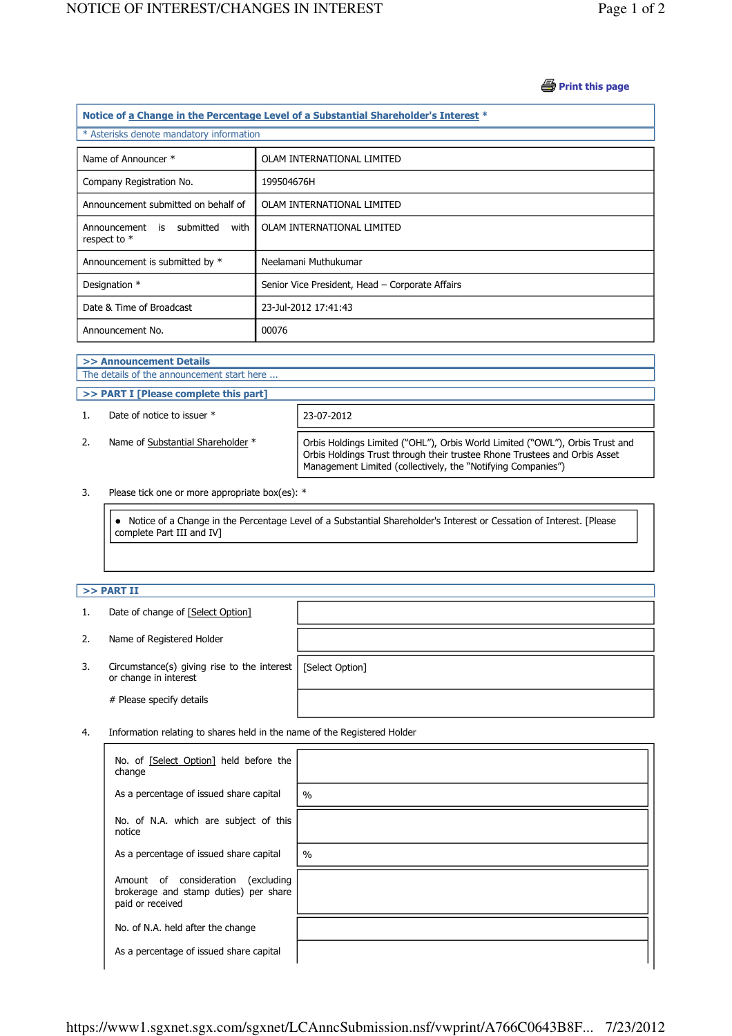Print this page

## Notice of a Change in the Percentage Level of a Substantial Shareholder's Interest *

* Asterisks denote mandatory information

| | |
|---|---|
| Name of Announcer * | OLAM INTERNATIONAL LIMITED |
| Company Registration No. | 199504676H |
| Announcement submitted on behalf of | OLAM INTERNATIONAL LIMITED |
| Announcement is submitted with respect to * | OLAM INTERNATIONAL LIMITED |
| Announcement is submitted by * | Neelamani Muthukumar |
| Designation * | Senior Vice President, Head – Corporate Affairs |
| Date & Time of Broadcast | 23-Jul-2012 17:41:43 |
| Announcement No. | 00076 |

### >> Announcement Details

The details of the announcement start here ...

### >> PART I [Please complete this part]

| | | |
|---|---|---|
| 1. | Date of notice to issuer * | 23-07-2012 |
| 2. | Name of Substantial Shareholder * | Orbis Holdings Limited ("OHL"), Orbis World Limited ("OWL"), Orbis Trust and Orbis Holdings Trust through their trustee Rhone Trustees and Orbis Asset Management Limited (collectively, the "Notifying Companies") |

3. Please tick one or more appropriate box(es): *

- Notice of a Change in the Percentage Level of a Substantial Shareholder's Interest or Cessation of Interest. [Please complete Part III and IV]

### >> PART II

| | | |
|---|---|---|
| 1. | Date of change of [Select Option] | |
| 2. | Name of Registered Holder | |
| 3. | Circumstance(s) giving rise to the interest or change in interest | [Select Option] |
| | # Please specify details | |

4. Information relating to shares held in the name of the Registered Holder

| | |
|---|---|
| No. of [Select Option] held before the change | |
| As a percentage of issued share capital | % |
| No. of N.A. which are subject of this notice | |
| As a percentage of issued share capital | % |
| Amount of consideration (excluding brokerage and stamp duties) per share paid or received | |
| No. of N.A. held after the change | |
| As a percentage of issued share capital | |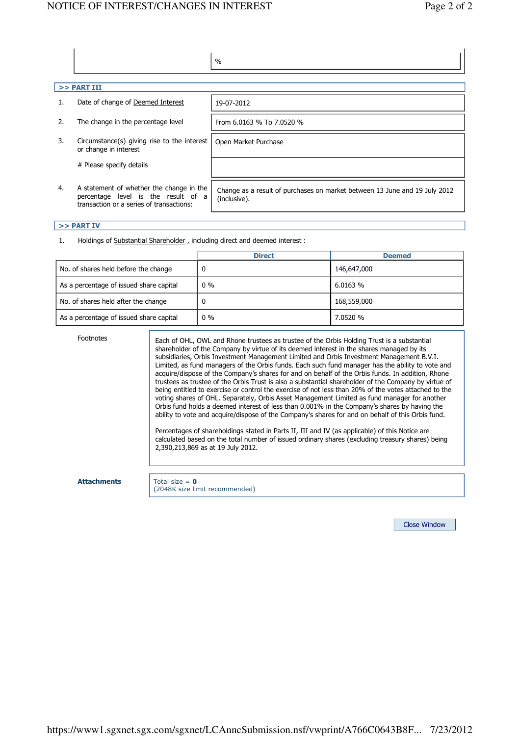%

## >> PART III

1. Date of change of Deemed Interest: 19-07-2012

2. The change in the percentage level: From 6.0163 % To 7.0520 %

3. Circumstance(s) giving rise to the interest or change in interest: Open Market Purchase

   # Please specify details

4. A statement of whether the change in the percentage level is the result of a transaction or a series of transactions: Change as a result of purchases on market between 13 June and 19 July 2012 (inclusive).

## >> PART IV

1. Holdings of Substantial Shareholder , including direct and deemed interest :

| | Direct | Deemed |
|---|---|---|
| No. of shares held before the change | 0 | 146,647,000 |
| As a percentage of issued share capital | 0 % | 6.0163 % |
| No. of shares held after the change | 0 | 168,559,000 |
| As a percentage of issued share capital | 0 % | 7.0520 % |

Footnotes

Each of OHL, OWL and Rhone trustees as trustee of the Orbis Holding Trust is a substantial shareholder of the Company by virtue of its deemed interest in the shares managed by its subsidiaries, Orbis Investment Management Limited and Orbis Investment Management B.V.I. Limited, as fund managers of the Orbis funds. Each such fund manager has the ability to vote and acquire/dispose of the Company's shares for and on behalf of the Orbis funds. In addition, Rhone trustees as trustee of the Orbis Trust is also a substantial shareholder of the Company by virtue of being entitled to exercise or control the exercise of not less than 20% of the votes attached to the voting shares of OHL. Separately, Orbis Asset Management Limited as fund manager for another Orbis fund holds a deemed interest of less than 0.001% in the Company's shares by having the ability to vote and acquire/dispose of the Company's shares for and on behalf of this Orbis fund.

Percentages of shareholdings stated in Parts II, III and IV (as applicable) of this Notice are calculated based on the total number of issued ordinary shares (excluding treasury shares) being 2,390,213,869 as at 19 July 2012.

**Attachments**

Total size = **0**
(2048K size limit recommended)

Close Window